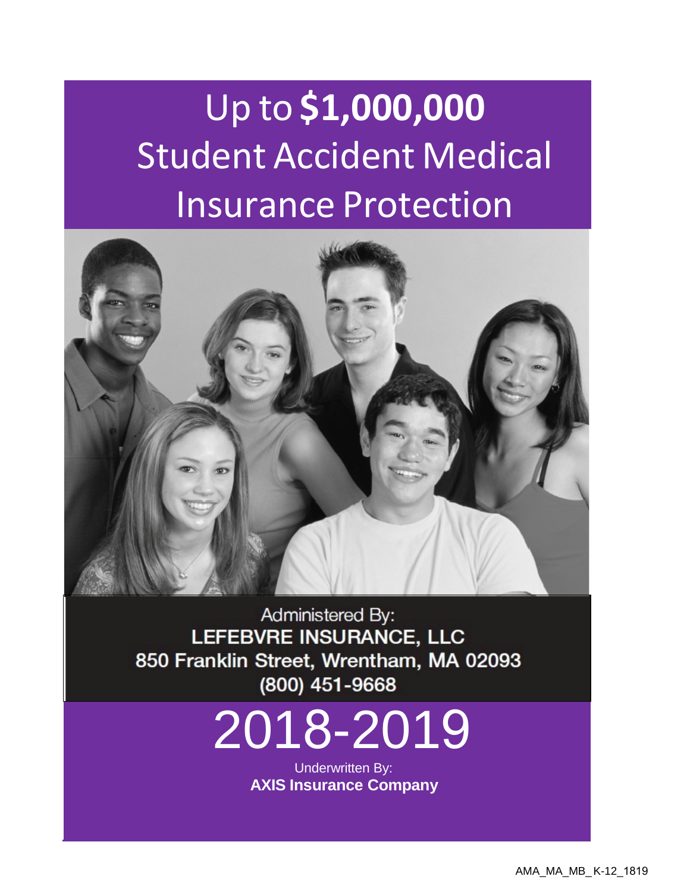# Up to **$1,000,000** Student Accident Medical Insurance Protection

Administered By:
**LEFEBVRE INSURANCE, LLC**
**850 Franklin Street, Wrentham, MA 02093**
**(800) 451-9668**

# 2018-2019

Underwritten By:
**AXIS Insurance Company**

AMA_MA_MB_K-12_1819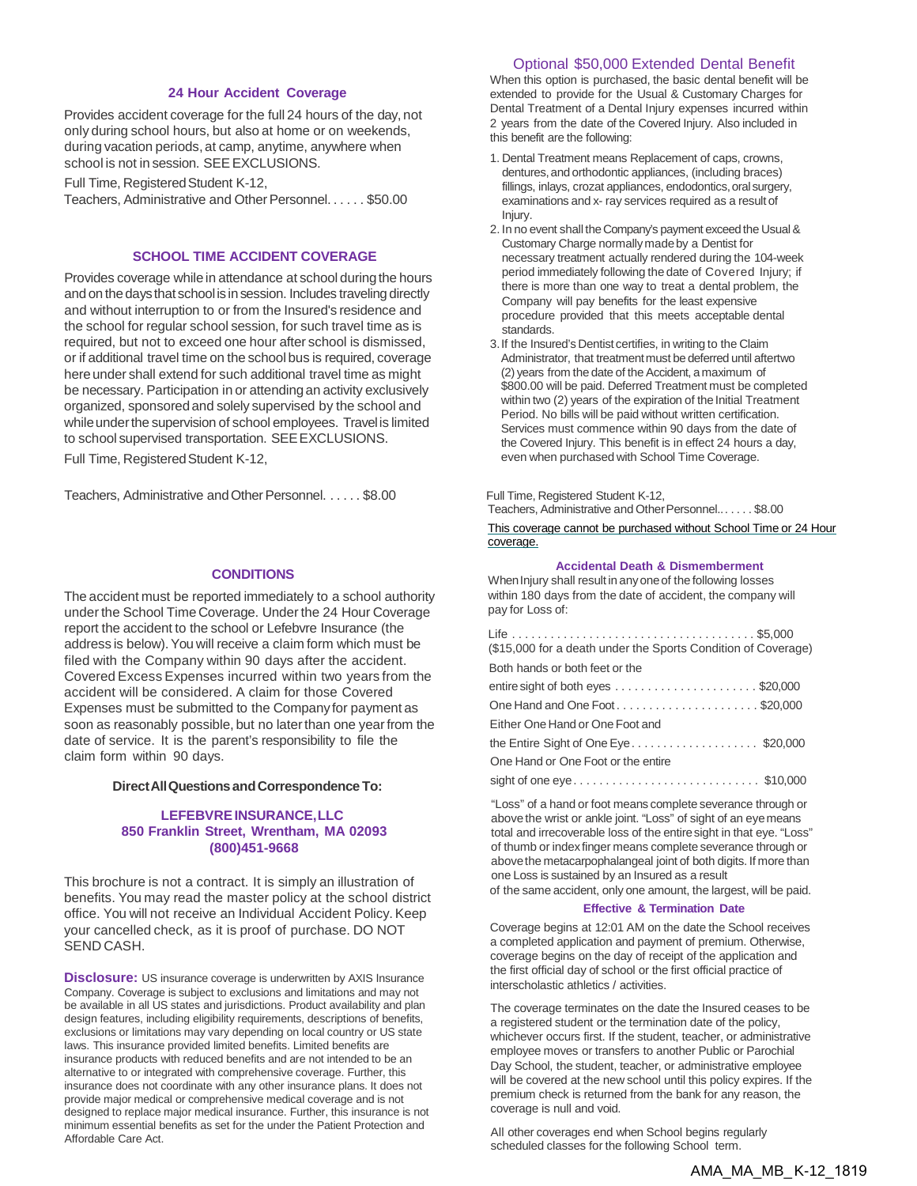### 24 Hour Accident Coverage

Provides accident coverage for the full 24 hours of the day, not only during school hours, but also at home or on weekends, during vacation periods, at camp, anytime, anywhere when school is not in session. SEE EXCLUSIONS.

Full Time, Registered Student K-12,
Teachers, Administrative and Other Personnel. . . . . . $50.00

### SCHOOL TIME ACCIDENT COVERAGE

Provides coverage while in attendance at school during the hours and on the days that school is in session. Includes traveling directly and without interruption to or from the Insured's residence and the school for regular school session, for such travel time as is required, but not to exceed one hour after school is dismissed, or if additional travel time on the school bus is required, coverage here under shall extend for such additional travel time as might be necessary. Participation in or attending an activity exclusively organized, sponsored and solely supervised by the school and while under the supervision of school employees. Travel is limited to school supervised transportation. SEE EXCLUSIONS.

Full Time, Registered Student K-12,

Teachers, Administrative and Other Personnel. . . . . . $8.00

### CONDITIONS

The accident must be reported immediately to a school authority under the School Time Coverage. Under the 24 Hour Coverage report the accident to the school or Lefebvre Insurance (the address is below). You will receive a claim form which must be filed with the Company within 90 days after the accident. Covered Excess Expenses incurred within two years from the accident will be considered. A claim for those Covered Expenses must be submitted to the Company for payment as soon as reasonably possible, but no later than one year from the date of service. It is the parent's responsibility to file the claim form within 90 days.

**Direct All Questions and Correspondence To:**

**LEFEBVRE INSURANCE, LLC**
**850 Franklin Street, Wrentham, MA 02093**
**(800)451-9668**

This brochure is not a contract. It is simply an illustration of benefits. You may read the master policy at the school district office. You will not receive an Individual Accident Policy. Keep your cancelled check, as it is proof of purchase. DO NOT SEND CASH.

**Disclosure:** US insurance coverage is underwritten by AXIS Insurance Company. Coverage is subject to exclusions and limitations and may not be available in all US states and jurisdictions. Product availability and plan design features, including eligibility requirements, descriptions of benefits, exclusions or limitations may vary depending on local country or US state laws. This insurance provided limited benefits. Limited benefits are insurance products with reduced benefits and are not intended to be an alternative to or integrated with comprehensive coverage. Further, this insurance does not coordinate with any other insurance plans. It does not provide major medical or comprehensive medical coverage and is not designed to replace major medical insurance. Further, this insurance is not minimum essential benefits as set for the under the Patient Protection and Affordable Care Act.

### Optional $50,000 Extended Dental Benefit

When this option is purchased, the basic dental benefit will be extended to provide for the Usual & Customary Charges for Dental Treatment of a Dental Injury expenses incurred within 2 years from the date of the Covered Injury. Also included in this benefit are the following:

1. Dental Treatment means Replacement of caps, crowns, dentures, and orthodontic appliances, (including braces) fillings, inlays, crozat appliances, endodontics, oral surgery, examinations and x- ray services required as a result of Injury.
2. In no event shall the Company's payment exceed the Usual & Customary Charge normally made by a Dentist for necessary treatment actually rendered during the 104-week period immediately following the date of Covered Injury; if there is more than one way to treat a dental problem, the Company will pay benefits for the least expensive procedure provided that this meets acceptable dental standards.
3. If the Insured's Dentist certifies, in writing to the Claim Administrator, that treatment must be deferred until aftertwo (2) years from the date of the Accident, a maximum of $800.00 will be paid. Deferred Treatment must be completed within two (2) years of the expiration of the Initial Treatment Period. No bills will be paid without written certification. Services must commence within 90 days from the date of the Covered Injury. This benefit is in effect 24 hours a day, even when purchased with School Time Coverage.

Full Time, Registered Student K-12,
Teachers, Administrative and Other Personnel.. . . . . $8.00

<u>This coverage cannot be purchased without School Time or 24 Hour coverage.</u>

### Accidental Death & Dismemberment

When Injury shall result in any one of the following losses within 180 days from the date of accident, the company will pay for Loss of:

Life . . . . . . . . . . . . . . . . . . . . . . . . . . . . . . . . . . . . . . $5,000
($15,000 for a death under the Sports Condition of Coverage)

Both hands or both feet or the
entire sight of both eyes . . . . . . . . . . . . . . . . . . . . . . $20,000

One Hand and One Foot . . . . . . . . . . . . . . . . . . . . . . $20,000

Either One Hand or One Foot and
the Entire Sight of One Eye . . . . . . . . . . . . . . . . . . . . $20,000

One Hand or One Foot or the entire
sight of one eye . . . . . . . . . . . . . . . . . . . . . . . . . . . . $10,000

"Loss" of a hand or foot means complete severance through or above the wrist or ankle joint. "Loss" of sight of an eye means total and irrecoverable loss of the entire sight in that eye. "Loss" of thumb or index finger means complete severance through or above the metacarpophalangeal joint of both digits. If more than one Loss is sustained by an Insured as a result of the same accident, only one amount, the largest, will be paid.

### Effective & Termination Date

Coverage begins at 12:01 AM on the date the School receives a completed application and payment of premium. Otherwise, coverage begins on the day of receipt of the application and the first official day of school or the first official practice of interscholastic athletics / activities.

The coverage terminates on the date the Insured ceases to be a registered student or the termination date of the policy, whichever occurs first. If the student, teacher, or administrative employee moves or transfers to another Public or Parochial Day School, the student, teacher, or administrative employee will be covered at the new school until this policy expires. If the premium check is returned from the bank for any reason, the coverage is null and void.

All other coverages end when School begins regularly scheduled classes for the following School term.

AMA_MA_MB_K-12_1819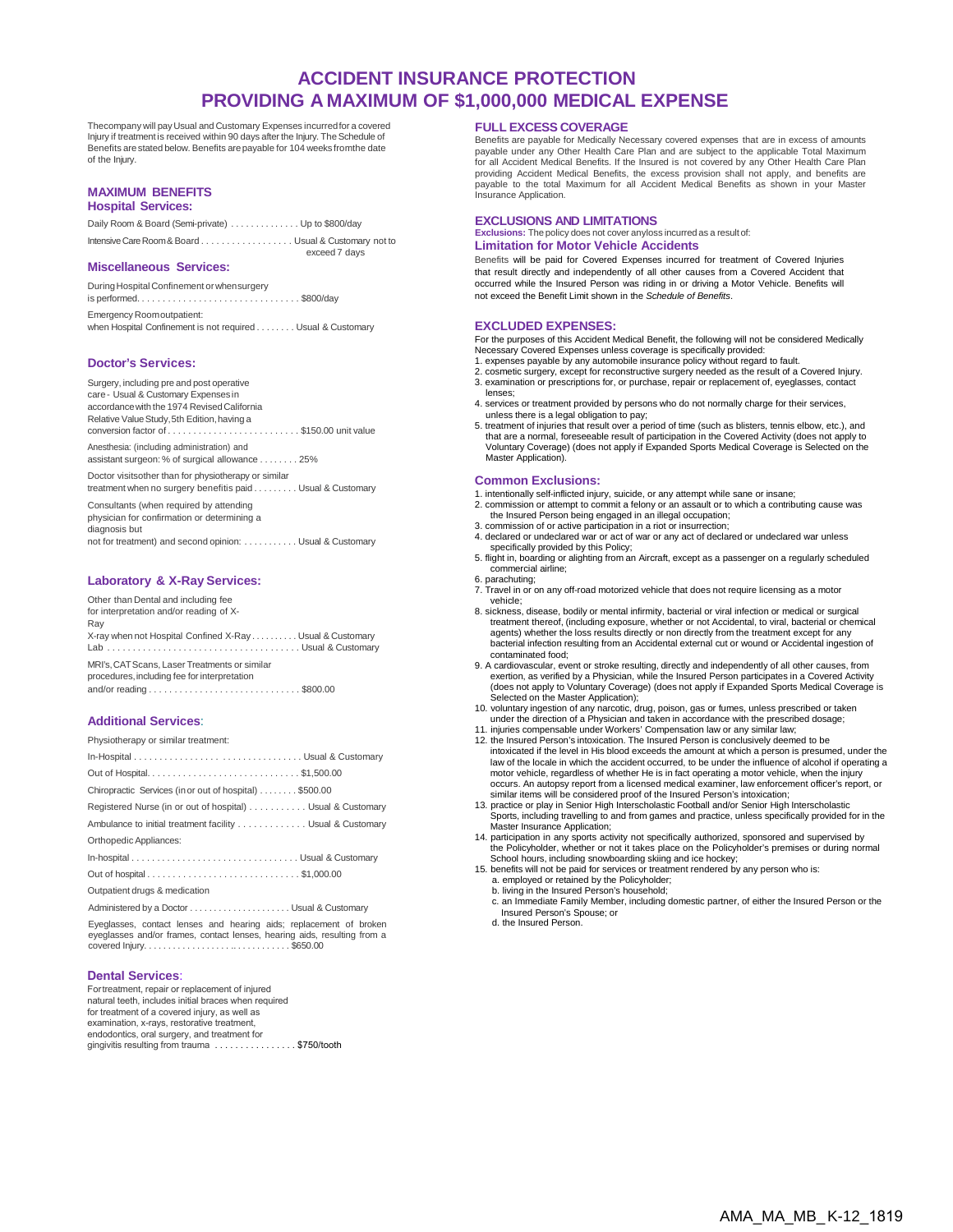# ACCIDENT INSURANCE PROTECTION
# PROVIDING A MAXIMUM OF $1,000,000 MEDICAL EXPENSE

The company will pay Usual and Customary Expenses incurred for a covered Injury if treatment is received within 90 days after the Injury. The Schedule of Benefits are stated below. Benefits are payable for 104 weeks from the date of the Injury.

## MAXIMUM BENEFITS

### Hospital Services:

Daily Room & Board (Semi-private) . . . . . . . . . . . . . . Up to $800/day

Intensive Care Room & Board . . . . . . . . . . . . . . . . . . Usual & Customary not to exceed 7 days

### Miscellaneous Services:

During Hospital Confinement or when surgery is performed. . . . . . . . . . . . . . . . . . . . . . . . . . . . . . . $800/day

Emergency Room outpatient: when Hospital Confinement is not required . . . . . . . . Usual & Customary

### Doctor's Services:

Surgery, including pre and post operative care - Usual & Customary Expenses in accordance with the 1974 Revised California Relative Value Study, 5th Edition, having a conversion factor of . . . . . . . . . . . . . . . . . . . . . . . . . $150.00 unit value

Anesthesia: (including administration) and assistant surgeon: % of surgical allowance . . . . . . . . 25%

Doctor visits other than for physiotherapy or similar treatment when no surgery benefit is paid . . . . . . . . . Usual & Customary

Consultants (when required by attending physician for confirmation or determining a diagnosis but not for treatment) and second opinion: . . . . . . . . . . . Usual & Customary

### Laboratory & X-Ray Services:

Other than Dental and including fee for interpretation and/or reading of X-Ray

X-ray when not Hospital Confined X-Ray . . . . . . . . . . Usual & Customary

Lab . . . . . . . . . . . . . . . . . . . . . . . . . . . . . . . . . . . . . Usual & Customary

MRI's, CAT Scans, Laser Treatments or similar procedures, including fee for interpretation and/or reading . . . . . . . . . . . . . . . . . . . . . . . . . . . . . $800.00

### Additional Services:

Physiotherapy or similar treatment:

In-Hospital . . . . . . . . . . . . . . . . . . . . . . . . . . . . . . . . . Usual & Customary

Out of Hospital. . . . . . . . . . . . . . . . . . . . . . . . . . . . . $1,500.00

Chiropractic Services (in or out of hospital) . . . . . . . . $500.00

Registered Nurse (in or out of hospital) . . . . . . . . . . . Usual & Customary

Ambulance to initial treatment facility . . . . . . . . . . . . . Usual & Customary

Orthopedic Appliances:

In-hospital . . . . . . . . . . . . . . . . . . . . . . . . . . . . . . . . Usual & Customary

Out of hospital . . . . . . . . . . . . . . . . . . . . . . . . . . . . $1,000.00

Outpatient drugs & medication

Administered by a Doctor . . . . . . . . . . . . . . . . . . . . Usual & Customary

Eyeglasses, contact lenses and hearing aids; replacement of broken eyeglasses and/or frames, contact lenses, hearing aids, resulting from a covered Injury. . . . . . . . . . . . . . . . . . . . . . . . . . . . . . $650.00

### Dental Services:

For treatment, repair or replacement of injured natural teeth, includes initial braces when required for treatment of a covered injury, as well as examination, x-rays, restorative treatment, endodontics, oral surgery, and treatment for gingivitis resulting from trauma . . . . . . . . . . . . . . . . $750/tooth

## FULL EXCESS COVERAGE

Benefits are payable for Medically Necessary covered expenses that are in excess of amounts payable under any Other Health Care Plan and are subject to the applicable Total Maximum for all Accident Medical Benefits. If the Insured is not covered by any Other Health Care Plan providing Accident Medical Benefits, the excess provision shall not apply, and benefits are payable to the total Maximum for all Accident Medical Benefits as shown in your Master Insurance Application.

## EXCLUSIONS AND LIMITATIONS

**Exclusions:** The policy does not cover any loss incurred as a result of:

### Limitation for Motor Vehicle Accidents

Benefits will be paid for Covered Expenses incurred for treatment of Covered Injuries that result directly and independently of all other causes from a Covered Accident that occurred while the Insured Person was riding in or driving a Motor Vehicle. Benefits will not exceed the Benefit Limit shown in the *Schedule of Benefits*.

## EXCLUDED EXPENSES:

For the purposes of this Accident Medical Benefit, the following will not be considered Medically Necessary Covered Expenses unless coverage is specifically provided:

1. expenses payable by any automobile insurance policy without regard to fault.
2. cosmetic surgery, except for reconstructive surgery needed as the result of a Covered Injury.
3. examination or prescriptions for, or purchase, repair or replacement of, eyeglasses, contact lenses;
4. services or treatment provided by persons who do not normally charge for their services, unless there is a legal obligation to pay;
5. treatment of injuries that result over a period of time (such as blisters, tennis elbow, etc.), and that are a normal, foreseeable result of participation in the Covered Activity (does not apply to Voluntary Coverage) (does not apply if Expanded Sports Medical Coverage is Selected on the Master Application).

### Common Exclusions:

1. intentionally self-inflicted injury, suicide, or any attempt while sane or insane;
2. commission or attempt to commit a felony or an assault or to which a contributing cause was the Insured Person being engaged in an illegal occupation;
3. commission of or active participation in a riot or insurrection;
4. declared or undeclared war or act of war or any act of declared or undeclared war unless specifically provided by this Policy;
5. flight in, boarding or alighting from an Aircraft, except as a passenger on a regularly scheduled commercial airline;
6. parachuting;
7. Travel in or on any off-road motorized vehicle that does not require licensing as a motor vehicle;
8. sickness, disease, bodily or mental infirmity, bacterial or viral infection or medical or surgical treatment thereof, (including exposure, whether or not Accidental, to viral, bacterial or chemical agents) whether the loss results directly or non directly from the treatment except for any bacterial infection resulting from an Accidental external cut or wound or Accidental ingestion of contaminated food;
9. A cardiovascular, event or stroke resulting, directly and independently of all other causes, from exertion, as verified by a Physician, while the Insured Person participates in a Covered Activity (does not apply to Voluntary Coverage) (does not apply if Expanded Sports Medical Coverage is Selected on the Master Application);
10. voluntary ingestion of any narcotic, drug, poison, gas or fumes, unless prescribed or taken under the direction of a Physician and taken in accordance with the prescribed dosage;
11. injuries compensable under Workers' Compensation law or any similar law;
12. the Insured Person's intoxication. The Insured Person is conclusively deemed to be intoxicated if the level in His blood exceeds the amount at which a person is presumed, under the law of the locale in which the accident occurred, to be under the influence of alcohol if operating a motor vehicle, regardless of whether He is in fact operating a motor vehicle, when the injury occurs. An autopsy report from a licensed medical examiner, law enforcement officer's report, or similar items will be considered proof of the Insured Person's intoxication;
13. practice or play in Senior High Interscholastic Football and/or Senior High Interscholastic Sports, including travelling to and from games and practice, unless specifically provided for in the Master Insurance Application;
14. participation in any sports activity not specifically authorized, sponsored and supervised by the Policyholder, whether or not it takes place on the Policyholder's premises or during normal School hours, including snowboarding skiing and ice hockey;
15. benefits will not be paid for services or treatment rendered by any person who is:
    a. employed or retained by the Policyholder;
    b. living in the Insured Person's household;
    c. an Immediate Family Member, including domestic partner, of either the Insured Person or the Insured Person's Spouse; or
    d. the Insured Person.

AMA_MA_MB_K-12_1819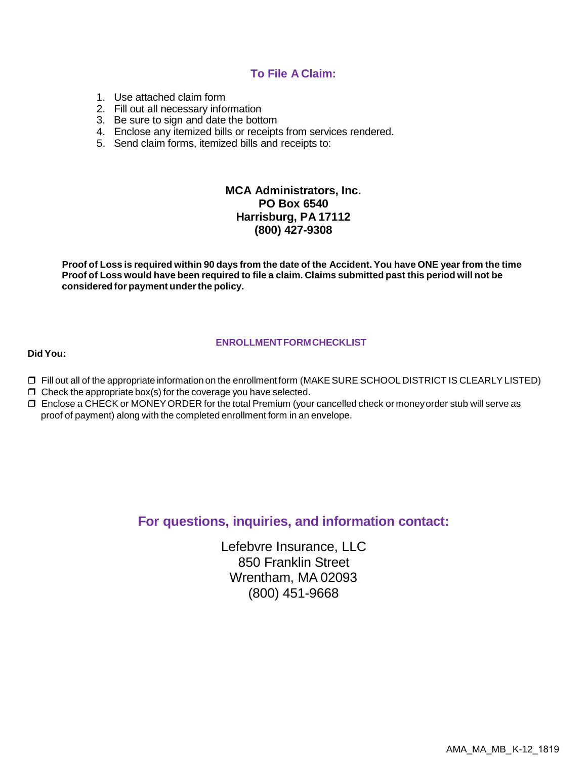## To File A Claim:

1. Use attached claim form
2. Fill out all necessary information
3. Be sure to sign and date the bottom
4. Enclose any itemized bills or receipts from services rendered.
5. Send claim forms, itemized bills and receipts to:

**MCA Administrators, Inc.**
**PO Box 6540**
**Harrisburg, PA 17112**
**(800) 427-9308**

**Proof of Loss is required within 90 days from the date of the Accident. You have ONE year from the time Proof of Loss would have been required to file a claim. Claims submitted past this period will not be considered for payment under the policy.**

### ENROLLMENT FORM CHECKLIST

**Did You:**

- ❒ Fill out all of the appropriate information on the enrollment form (MAKE SURE SCHOOL DISTRICT IS CLEARLY LISTED)
- ❒ Check the appropriate box(s) for the coverage you have selected.
- ❒ Enclose a CHECK or MONEY ORDER for the total Premium (your cancelled check or money order stub will serve as proof of payment) along with the completed enrollment form in an envelope.

## For questions, inquiries, and information contact:

Lefebvre Insurance, LLC
850 Franklin Street
Wrentham, MA 02093
(800) 451-9668

AMA_MA_MB_K-12_1819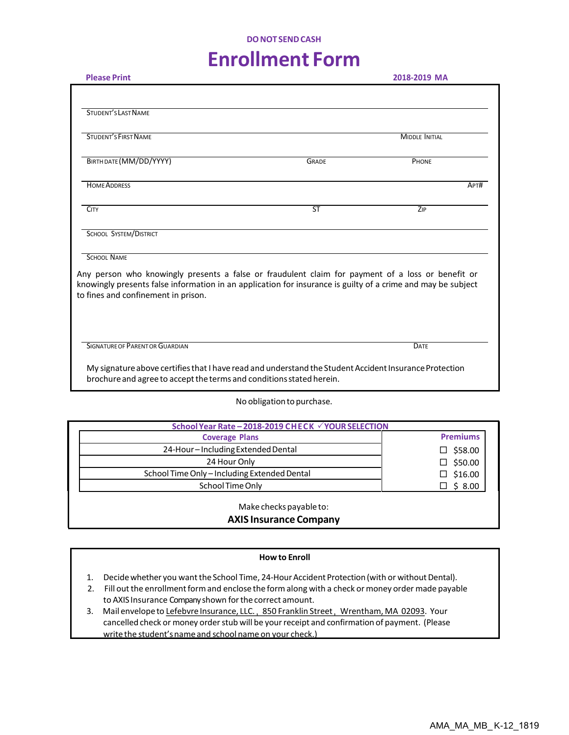**DO NOT SEND CASH**

# Enrollment Form

**Please Print** **2018-2019 MA**

STUDENT'S LAST NAME

STUDENT'S FIRST NAME MIDDLE INITIAL

BIRTH DATE (MM/DD/YYYY) GRADE PHONE

HOME ADDRESS APT#

CITY ST ZIP

SCHOOL SYSTEM/DISTRICT

SCHOOL NAME

Any person who knowingly presents a false or fraudulent claim for payment of a loss or benefit or knowingly presents false information in an application for insurance is guilty of a crime and may be subject to fines and confinement in prison.

SIGNATURE OF PARENT OR GUARDIAN DATE

My signature above certifies that I have read and understand the Student Accident Insurance Protection brochure and agree to accept the terms and conditions stated herein.

No obligation to purchase.

**School Year Rate – 2018-2019 CHECK ✓ YOUR SELECTION**

| Coverage Plans | Premiums |
|---|---|
| 24-Hour – Including Extended Dental | ☐ $58.00 |
| 24 Hour Only | ☐ $50.00 |
| School Time Only – Including Extended Dental | ☐ $16.00 |
| School Time Only | ☐ $ 8.00 |

Make checks payable to:

**AXIS Insurance Company**

**How to Enroll**

1. Decide whether you want the School Time, 24-Hour Accident Protection (with or without Dental).
2. Fill out the enrollment form and enclose the form along with a check or money order made payable to AXIS Insurance Company shown for the correct amount.
3. Mail envelope to Lefebvre Insurance, LLC., 850 Franklin Street, Wrentham, MA 02093. Your cancelled check or money order stub will be your receipt and confirmation of payment. (Please write the student's name and school name on your check.)

AMA_MA_MB_K-12_1819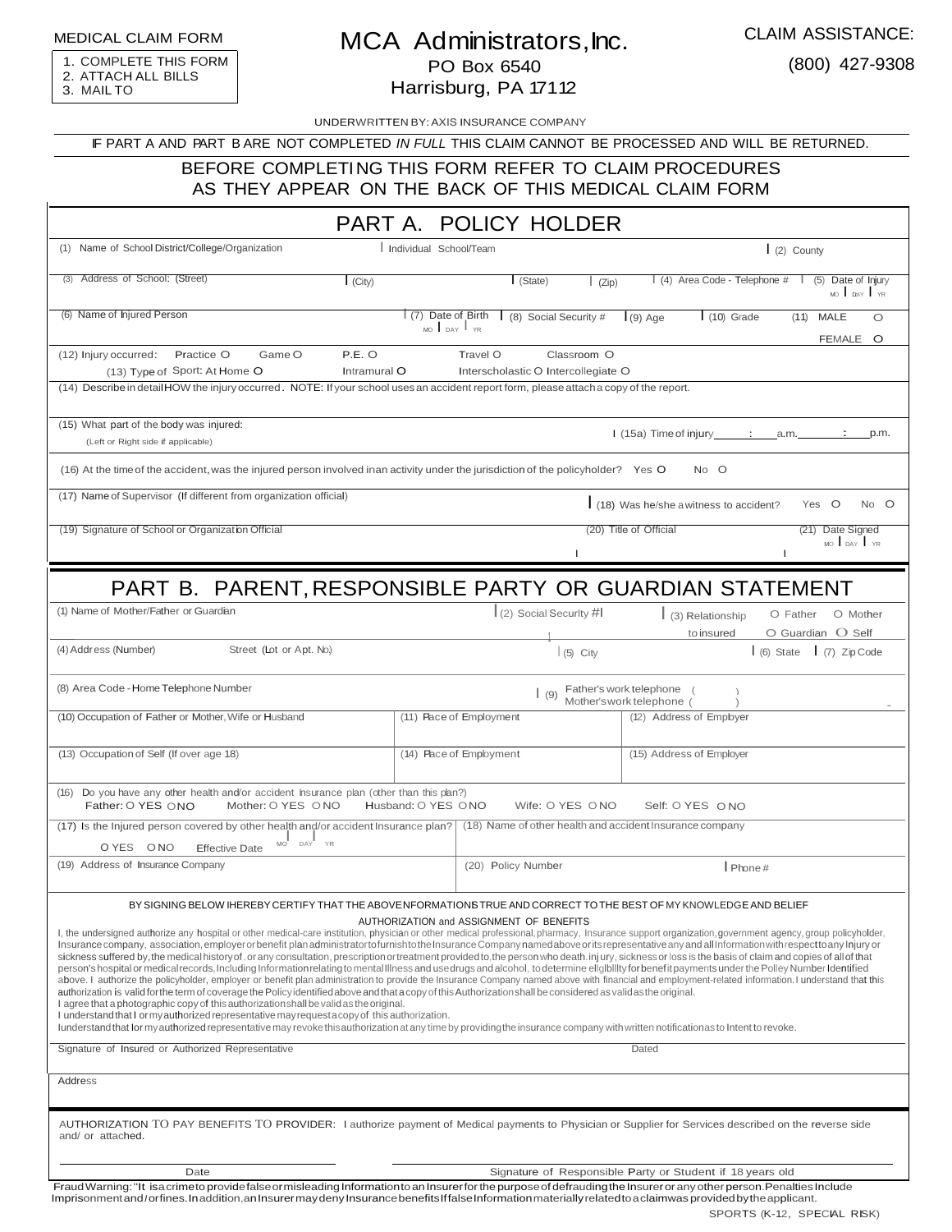MEDICAL CLAIM FORM

1. COMPLETE THIS FORM
2. ATTACH ALL BILLS
3. MAIL TO

# MCA Administrators, Inc.

PO Box 6540
Harrisburg, PA 17112

CLAIM ASSISTANCE:
(800) 427-9308

UNDERWRITTEN BY: AXIS INSURANCE COMPANY

IF PART A AND PART B ARE NOT COMPLETED *IN FULL* THIS CLAIM CANNOT BE PROCESSED AND WILL BE RETURNED.

BEFORE COMPLETING THIS FORM REFER TO CLAIM PROCEDURES AS THEY APPEAR ON THE BACK OF THIS MEDICAL CLAIM FORM

## PART A. POLICY HOLDER

| | | | | |
|---|---|---|---|---|
| (1) Name of School District/College/Organization | Individual School/Team | | | (2) County |
| (3) Address of School: (Street) | (City) | (State) (Zip) | (4) Area Code - Telephone # | (5) Date of Injury MO DAY YR |
| (6) Name of Injured Person | (7) Date of Birth MO DAY YR | (8) Social Security # | (9) Age (10) Grade | (11) MALE O FEMALE O |

(12) Injury occurred: Practice O Game O P.E. O Travel O Classroom O
(13) Type of Sport: At Home O Intramural O Interscholastic O Intercollegiate O

(14) Describe in detail HOW the injury occurred. NOTE: If your school uses an accident report form, please attach a copy of the report.

(15) What part of the body was injured: (Left or Right side if applicable) | (15a) Time of injury ____:____ a.m. ____:____ p.m.

(16) At the time of the accident, was the injured person involved in an activity under the jurisdiction of the policyholder? Yes O No O

(17) Name of Supervisor (If different from organization official) | (18) Was he/she a witness to accident? Yes O No O

(19) Signature of School or Organization Official | (20) Title of Official | (21) Date Signed MO DAY YR

## PART B. PARENT, RESPONSIBLE PARTY OR GUARDIAN STATEMENT

| | | |
|---|---|---|
| (1) Name of Mother/Father or Guardian | (2) Social Security # | (3) Relationship to insured O Father O Mother O Guardian O Self |
| (4) Address (Number) Street (Lot or Apt. No.) | (5) City | (6) State (7) Zip Code |
| (8) Area Code - Home Telephone Number | (9) Father's work telephone ( ) Mother's work telephone ( ) | |
| (10) Occupation of Father or Mother, Wife or Husband | (11) Place of Employment | (12) Address of Employer |
| (13) Occupation of Self (If over age 18) | (14) Place of Employment | (15) Address of Employer |

(16) Do you have any other health and/or accident insurance plan (other than this plan)?
Father: O YES O NO Mother: O YES O NO Husband: O YES O NO Wife: O YES O NO Self: O YES O NO

| | | |
|---|---|---|
| (17) Is the Injured person covered by other health and/or accident Insurance plan? O YES O NO Effective Date MO DAY YR | (18) Name of other health and accident Insurance company | |
| (19) Address of Insurance Company | (20) Policy Number | Phone # |

BY SIGNING BELOW I HEREBY CERTIFY THAT THE ABOVE INFORMATION IS TRUE AND CORRECT TO THE BEST OF MY KNOWLEDGE AND BELIEF

AUTHORIZATION and ASSIGNMENT OF BENEFITS

I, the undersigned authorize any hospital or other medical-care institution, physician or other medical professional, pharmacy, Insurance support organization, government agency, group policyholder, Insurance company, association, employer or benefit plan administrator to furnish to the Insurance Company named above or its representative any and all Information with respect to any Injury or sickness suffered by, the medical history of, or any consultation, prescription or treatment provided to, the person who death, injury, sickness or loss is the basis of claim and copies of all of that person's hospital or medical records, Including Information relating to mental Illness and use drugs and alcohol, to determine eligibility for benefit payments under the Policy Number Identified above. I authorize the policyholder, employer or benefit plan administration to provide the Insurance Company named above with financial and employment-related information. I understand that this authorization is valid for the term of coverage the Policy identified above and that a copy of this Authorization shall be considered as valid as the original.
I agree that a photographic copy of this authorization shall be valid as the original.
I understand that I or my authorized representative may request a copy of this authorization.
I understand that I or my authorized representative may revoke this authorization at any time by providing the insurance company with written notification as to Intent to revoke.

Signature of Insured or Authorized Representative | Dated

Address

AUTHORIZATION TO PAY BENEFITS TO PROVIDER: I authorize payment of Medical payments to Physician or Supplier for Services described on the reverse side and/ or attached.

Date | Signature of Responsible Party or Student if 18 years old

Fraud Warning: "It is a crime to provide false or misleading Information to an Insurer for the purpose of defrauding the Insurer or any other person. Penalties Include Imprisonment and/or fines. In addition, an Insurer may deny Insurance benefits If false Information materially related to a claim was provided by the applicant.

SPORTS (K-12, SPECIAL RISK)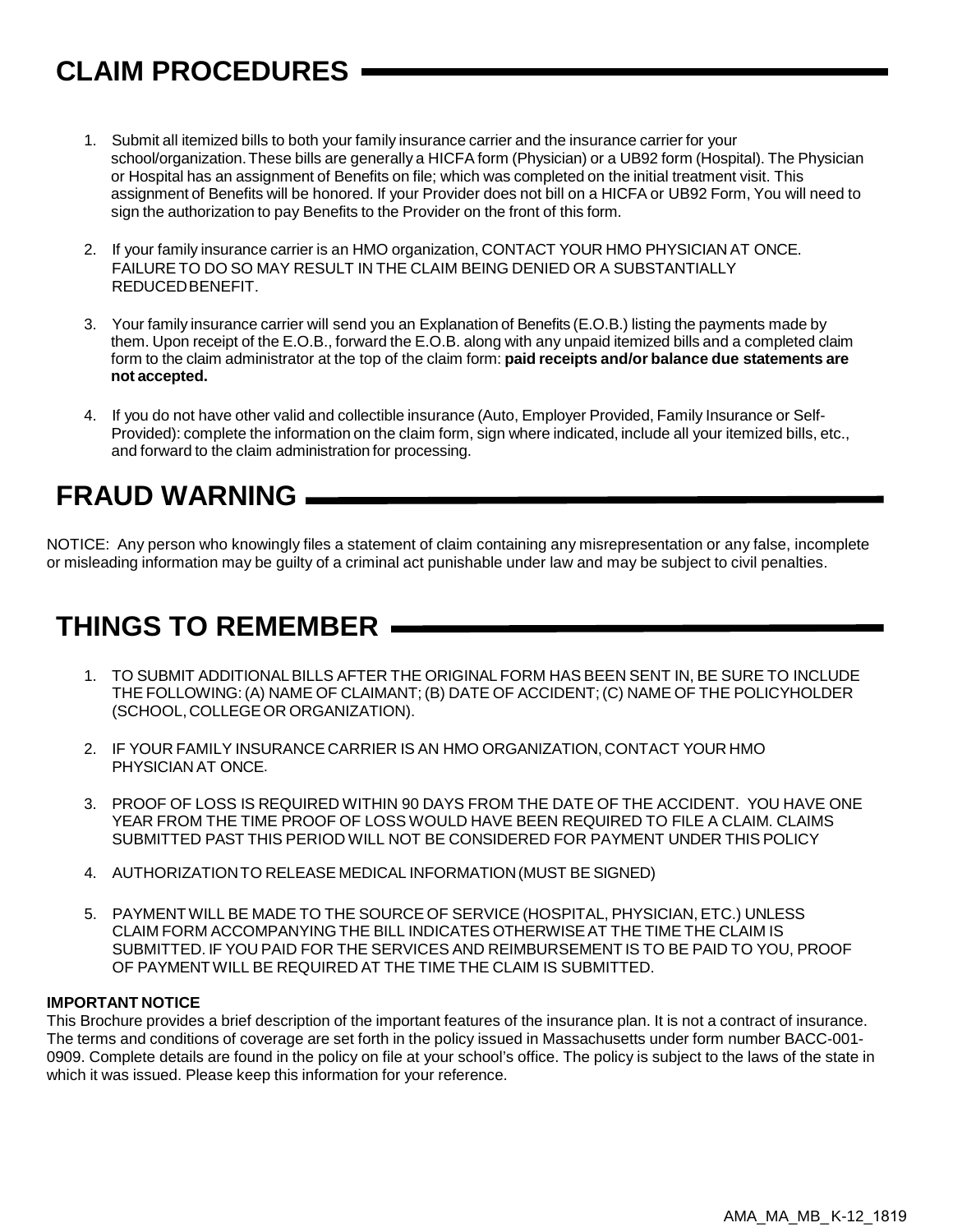## CLAIM PROCEDURES

1. Submit all itemized bills to both your family insurance carrier and the insurance carrier for your school/organization. These bills are generally a HICFA form (Physician) or a UB92 form (Hospital). The Physician or Hospital has an assignment of Benefits on file; which was completed on the initial treatment visit. This assignment of Benefits will be honored. If your Provider does not bill on a HICFA or UB92 Form, You will need to sign the authorization to pay Benefits to the Provider on the front of this form.

2. If your family insurance carrier is an HMO organization, CONTACT YOUR HMO PHYSICIAN AT ONCE. FAILURE TO DO SO MAY RESULT IN THE CLAIM BEING DENIED OR A SUBSTANTIALLY REDUCED BENEFIT.

3. Your family insurance carrier will send you an Explanation of Benefits (E.O.B.) listing the payments made by them. Upon receipt of the E.O.B., forward the E.O.B. along with any unpaid itemized bills and a completed claim form to the claim administrator at the top of the claim form: **paid receipts and/or balance due statements are not accepted.**

4. If you do not have other valid and collectible insurance (Auto, Employer Provided, Family Insurance or Self-Provided): complete the information on the claim form, sign where indicated, include all your itemized bills, etc., and forward to the claim administration for processing.

## FRAUD WARNING

NOTICE: Any person who knowingly files a statement of claim containing any misrepresentation or any false, incomplete or misleading information may be guilty of a criminal act punishable under law and may be subject to civil penalties.

## THINGS TO REMEMBER

1. TO SUBMIT ADDITIONAL BILLS AFTER THE ORIGINAL FORM HAS BEEN SENT IN, BE SURE TO INCLUDE THE FOLLOWING: (A) NAME OF CLAIMANT; (B) DATE OF ACCIDENT; (C) NAME OF THE POLICYHOLDER (SCHOOL, COLLEGE OR ORGANIZATION).

2. IF YOUR FAMILY INSURANCE CARRIER IS AN HMO ORGANIZATION, CONTACT YOUR HMO PHYSICIAN AT ONCE.

3. PROOF OF LOSS IS REQUIRED WITHIN 90 DAYS FROM THE DATE OF THE ACCIDENT. YOU HAVE ONE YEAR FROM THE TIME PROOF OF LOSS WOULD HAVE BEEN REQUIRED TO FILE A CLAIM. CLAIMS SUBMITTED PAST THIS PERIOD WILL NOT BE CONSIDERED FOR PAYMENT UNDER THIS POLICY

4. AUTHORIZATION TO RELEASE MEDICAL INFORMATION (MUST BE SIGNED)

5. PAYMENT WILL BE MADE TO THE SOURCE OF SERVICE (HOSPITAL, PHYSICIAN, ETC.) UNLESS CLAIM FORM ACCOMPANYING THE BILL INDICATES OTHERWISE AT THE TIME THE CLAIM IS SUBMITTED. IF YOU PAID FOR THE SERVICES AND REIMBURSEMENT IS TO BE PAID TO YOU, PROOF OF PAYMENT WILL BE REQUIRED AT THE TIME THE CLAIM IS SUBMITTED.

**IMPORTANT NOTICE**

This Brochure provides a brief description of the important features of the insurance plan. It is not a contract of insurance. The terms and conditions of coverage are set forth in the policy issued in Massachusetts under form number BACC-001-0909. Complete details are found in the policy on file at your school's office. The policy is subject to the laws of the state in which it was issued. Please keep this information for your reference.

AMA_MA_MB_K-12_1819